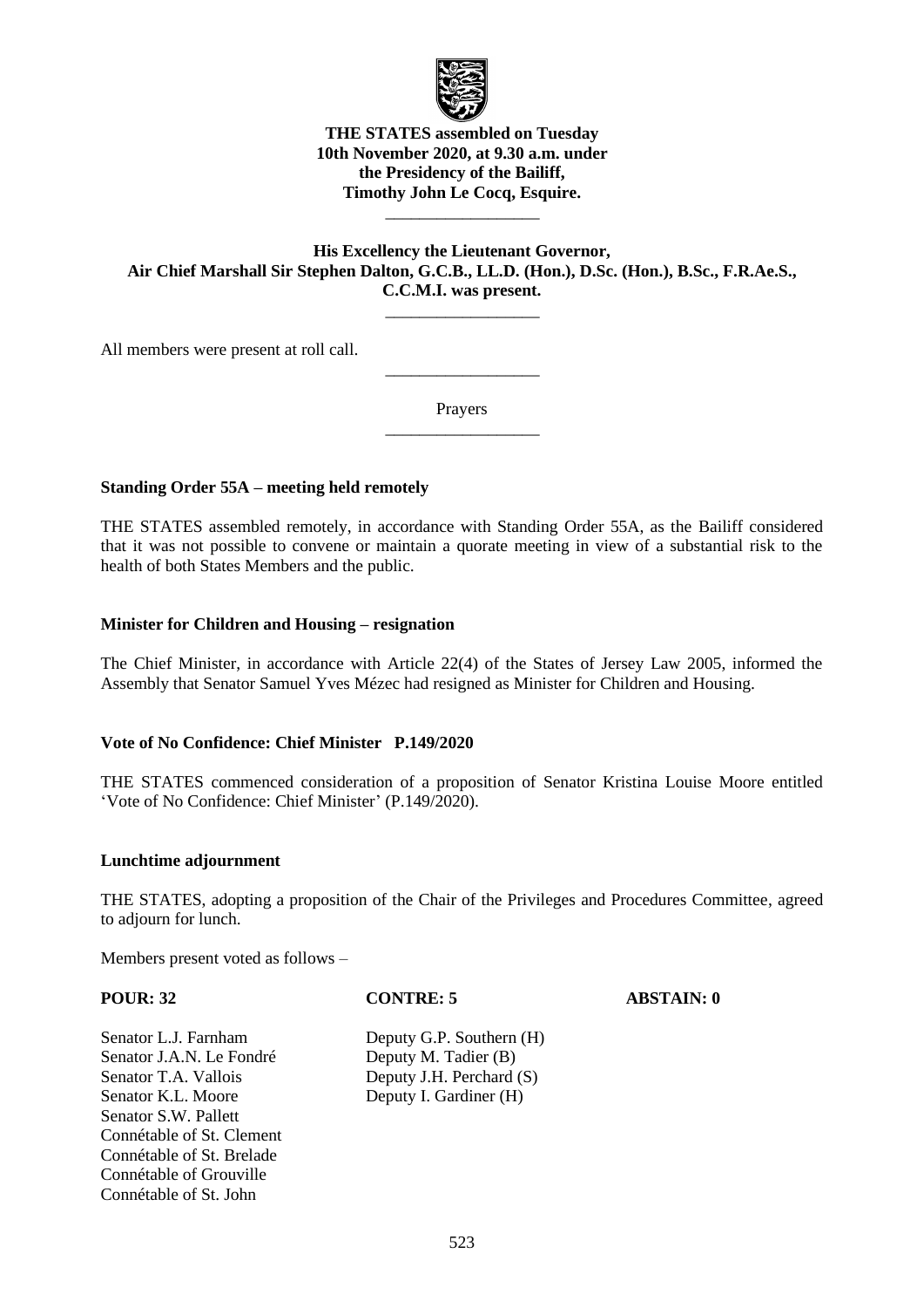**THE STATES assembled on Tuesday 10th November 2020, at 9.30 a.m. under the Presidency of the Bailiff, Timothy John Le Cocq, Esquire.**

---

**His Excellency the Lieutenant Governor, Air Chief Marshall Sir Stephen Dalton, G.C.B., LL.D. (Hon.), D.Sc. (Hon.), B.Sc., F.R.Ae.S., C.C.M.I. was present.**

---

All members were present at roll call.

---

Prayers

---

**Standing Order 55A – meeting held remotely**

THE STATES assembled remotely, in accordance with Standing Order 55A, as the Bailiff considered that it was not possible to convene or maintain a quorate meeting in view of a substantial risk to the health of both States Members and the public.

**Minister for Children and Housing – resignation**

The Chief Minister, in accordance with Article 22(4) of the States of Jersey Law 2005, informed the Assembly that Senator Samuel Yves Mézec had resigned as Minister for Children and Housing.

**Vote of No Confidence: Chief Minister P.149/2020**

THE STATES commenced consideration of a proposition of Senator Kristina Louise Moore entitled 'Vote of No Confidence: Chief Minister' (P.149/2020).

**Lunchtime adjournment**

THE STATES, adopting a proposition of the Chair of the Privileges and Procedures Committee, agreed to adjourn for lunch.

Members present voted as follows –

| **POUR: 32** | **CONTRE: 5** | **ABSTAIN: 0** |
|---|---|---|
| Senator L.J. Farnham | Deputy G.P. Southern (H) | |
| Senator J.A.N. Le Fondré | Deputy M. Tadier (B) | |
| Senator T.A. Vallois | Deputy J.H. Perchard (S) | |
| Senator K.L. Moore | Deputy I. Gardiner (H) | |
| Senator S.W. Pallett | | |
| Connétable of St. Clement | | |
| Connétable of St. Brelade | | |
| Connétable of Grouville | | |
| Connétable of St. John | | |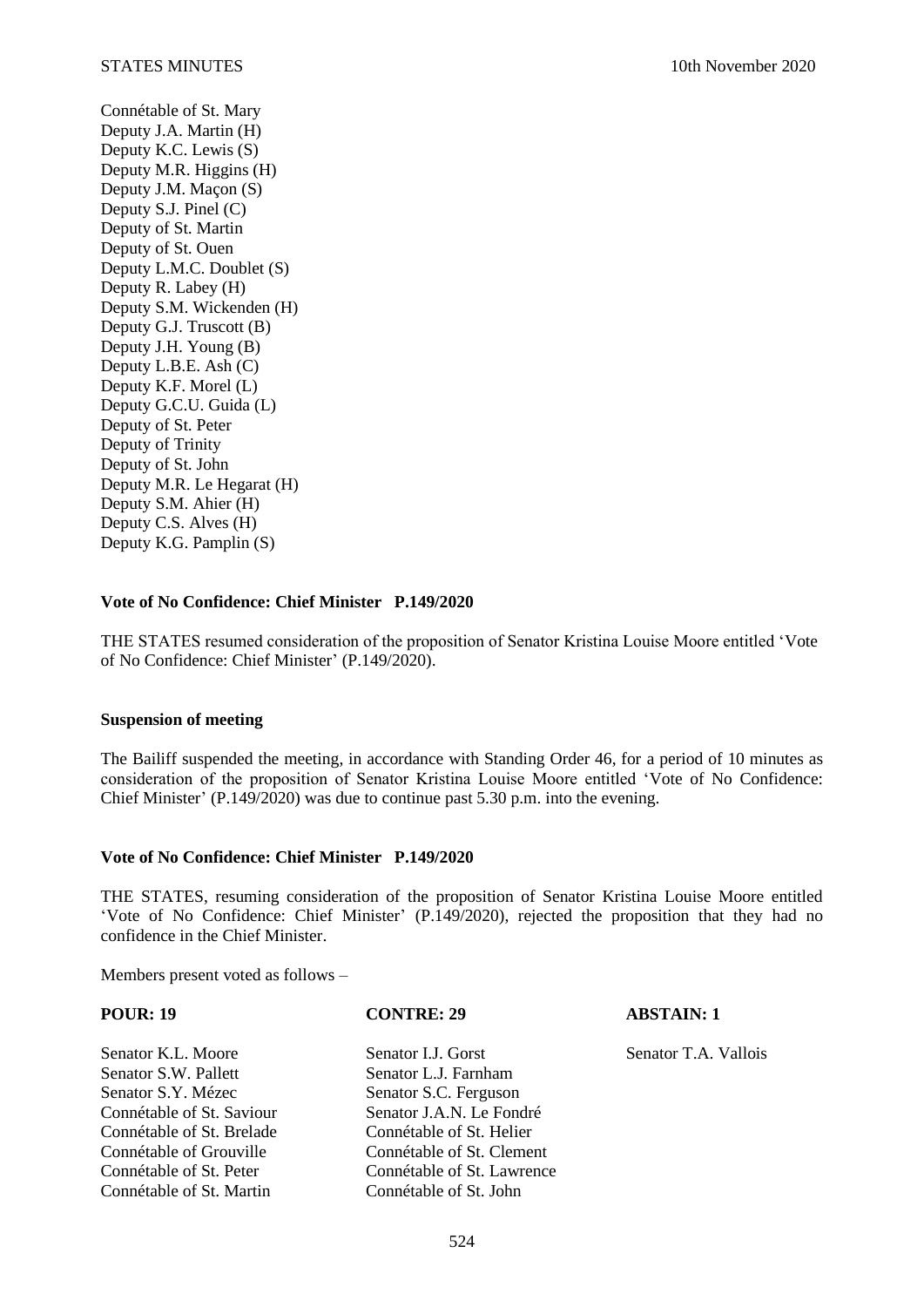Connétable of St. Mary
Deputy J.A. Martin (H)
Deputy K.C. Lewis (S)
Deputy M.R. Higgins (H)
Deputy J.M. Maçon (S)
Deputy S.J. Pinel (C)
Deputy of St. Martin
Deputy of St. Ouen
Deputy L.M.C. Doublet (S)
Deputy R. Labey (H)
Deputy S.M. Wickenden (H)
Deputy G.J. Truscott (B)
Deputy J.H. Young (B)
Deputy L.B.E. Ash (C)
Deputy K.F. Morel (L)
Deputy G.C.U. Guida (L)
Deputy of St. Peter
Deputy of Trinity
Deputy of St. John
Deputy M.R. Le Hegarat (H)
Deputy S.M. Ahier (H)
Deputy C.S. Alves (H)
Deputy K.G. Pamplin (S)

**Vote of No Confidence: Chief Minister P.149/2020**

THE STATES resumed consideration of the proposition of Senator Kristina Louise Moore entitled 'Vote of No Confidence: Chief Minister' (P.149/2020).

**Suspension of meeting**

The Bailiff suspended the meeting, in accordance with Standing Order 46, for a period of 10 minutes as consideration of the proposition of Senator Kristina Louise Moore entitled 'Vote of No Confidence: Chief Minister' (P.149/2020) was due to continue past 5.30 p.m. into the evening.

**Vote of No Confidence: Chief Minister P.149/2020**

THE STATES, resuming consideration of the proposition of Senator Kristina Louise Moore entitled 'Vote of No Confidence: Chief Minister' (P.149/2020), rejected the proposition that they had no confidence in the Chief Minister.

Members present voted as follows –

| **POUR: 19** | **CONTRE: 29** | **ABSTAIN: 1** |
|---|---|---|
| Senator K.L. Moore | Senator I.J. Gorst | Senator T.A. Vallois |
| Senator S.W. Pallett | Senator L.J. Farnham | |
| Senator S.Y. Mézec | Senator S.C. Ferguson | |
| Connétable of St. Saviour | Senator J.A.N. Le Fondré | |
| Connétable of St. Brelade | Connétable of St. Helier | |
| Connétable of Grouville | Connétable of St. Clement | |
| Connétable of St. Peter | Connétable of St. Lawrence | |
| Connétable of St. Martin | Connétable of St. John | |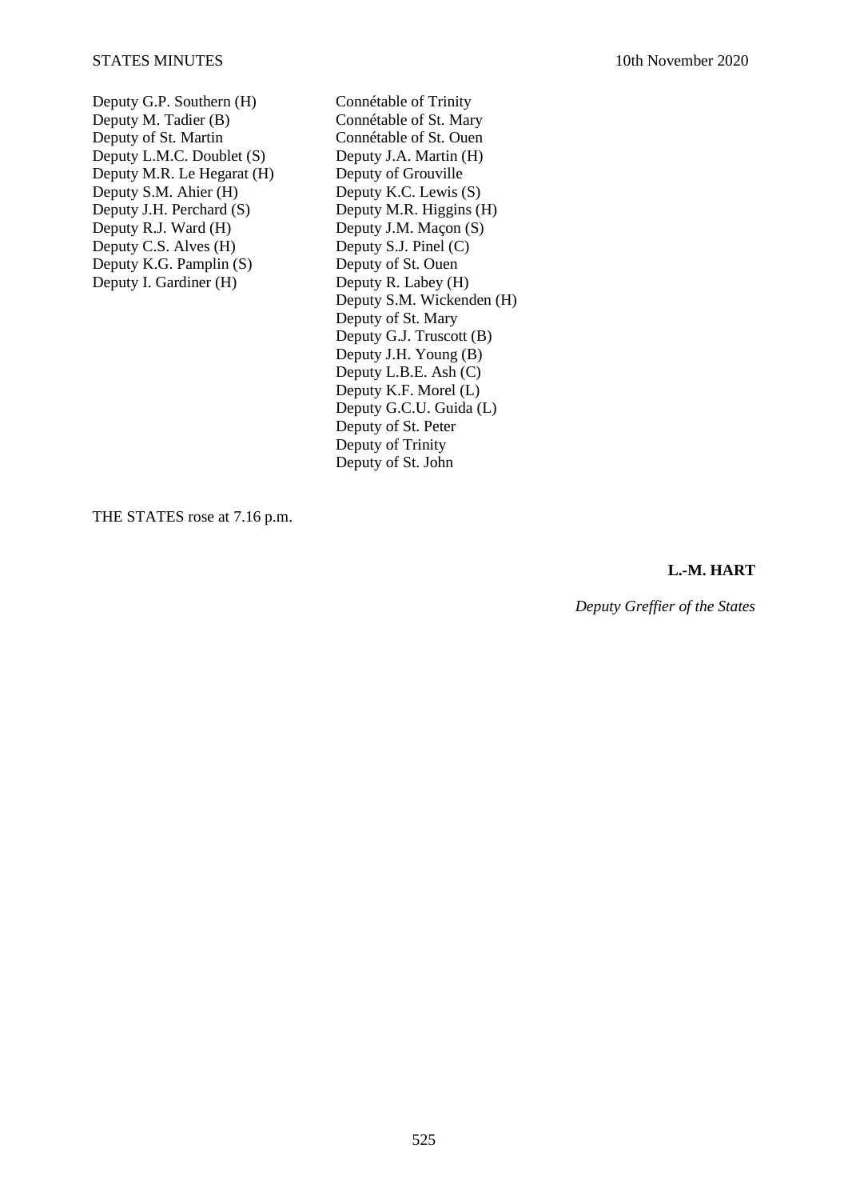| | |
|---|---|
| Deputy G.P. Southern (H) | Connétable of Trinity |
| Deputy M. Tadier (B) | Connétable of St. Mary |
| Deputy of St. Martin | Connétable of St. Ouen |
| Deputy L.M.C. Doublet (S) | Deputy J.A. Martin (H) |
| Deputy M.R. Le Hegarat (H) | Deputy of Grouville |
| Deputy S.M. Ahier (H) | Deputy K.C. Lewis (S) |
| Deputy J.H. Perchard (S) | Deputy M.R. Higgins (H) |
| Deputy R.J. Ward (H) | Deputy J.M. Maçon (S) |
| Deputy C.S. Alves (H) | Deputy S.J. Pinel (C) |
| Deputy K.G. Pamplin (S) | Deputy of St. Ouen |
| Deputy I. Gardiner (H) | Deputy R. Labey (H) |
| | Deputy S.M. Wickenden (H) |
| | Deputy of St. Mary |
| | Deputy G.J. Truscott (B) |
| | Deputy J.H. Young (B) |
| | Deputy L.B.E. Ash (C) |
| | Deputy K.F. Morel (L) |
| | Deputy G.C.U. Guida (L) |
| | Deputy of St. Peter |
| | Deputy of Trinity |
| | Deputy of St. John |

THE STATES rose at 7.16 p.m.

**L.-M. HART**

*Deputy Greffier of the States*